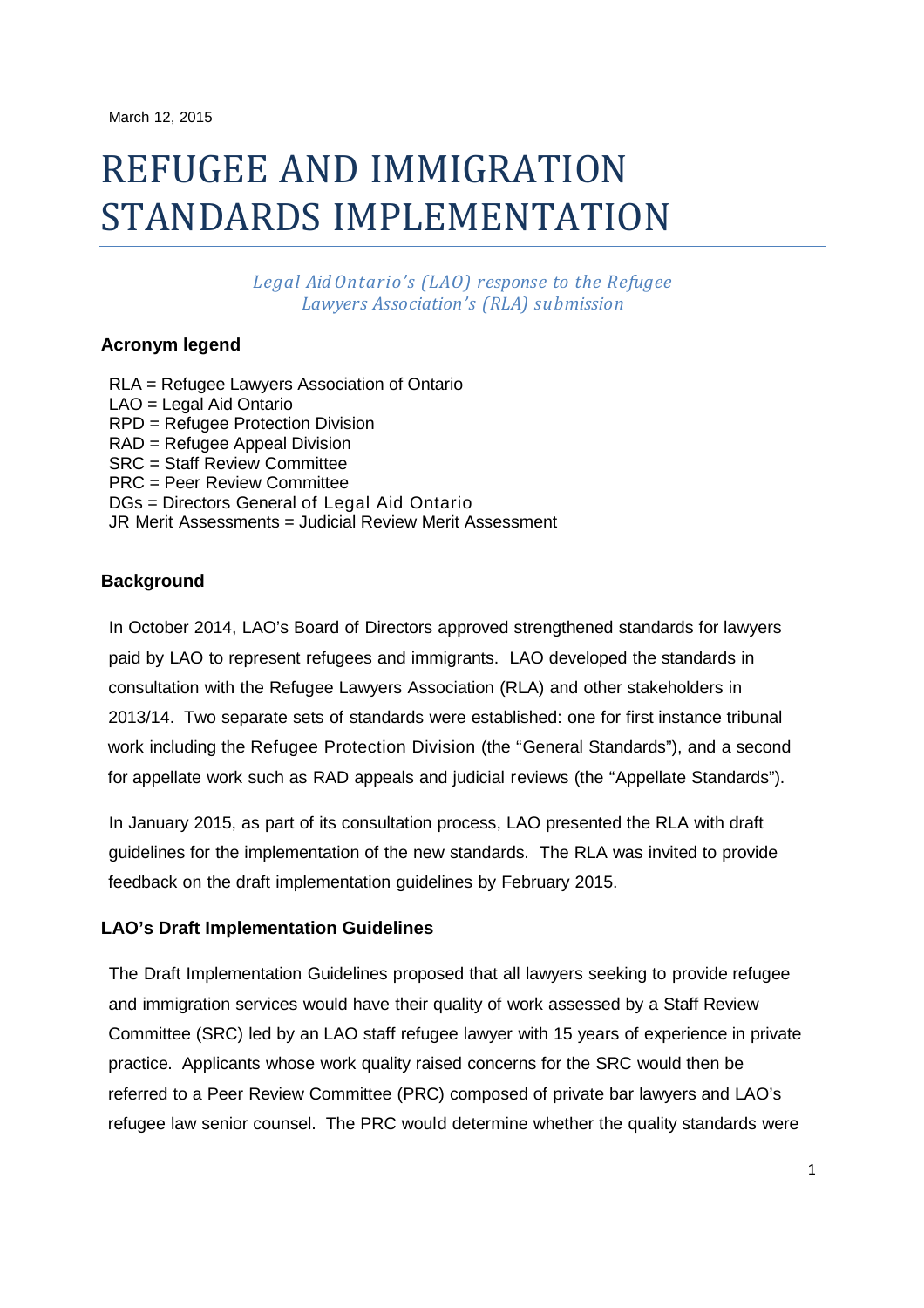March 12, 2015

# REFUGEE AND IMMIGRATION STANDARDS IMPLEMENTATION

*Legal Aid Ontario's (LAO) response to the Refugee Lawyers Association's (RLA) submission*

### Acronym legend

RLA = Refugee Lawyers Association of Ontario
LAO = Legal Aid Ontario
RPD = Refugee Protection Division
RAD = Refugee Appeal Division
SRC = Staff Review Committee
PRC = Peer Review Committee
DGs = Directors General of Legal Aid Ontario
JR Merit Assessments = Judicial Review Merit Assessment

### Background

In October 2014, LAO's Board of Directors approved strengthened standards for lawyers paid by LAO to represent refugees and immigrants. LAO developed the standards in consultation with the Refugee Lawyers Association (RLA) and other stakeholders in 2013/14. Two separate sets of standards were established: one for first instance tribunal work including the Refugee Protection Division (the "General Standards"), and a second for appellate work such as RAD appeals and judicial reviews (the "Appellate Standards").

In January 2015, as part of its consultation process, LAO presented the RLA with draft guidelines for the implementation of the new standards. The RLA was invited to provide feedback on the draft implementation guidelines by February 2015.

### LAO's Draft Implementation Guidelines

The Draft Implementation Guidelines proposed that all lawyers seeking to provide refugee and immigration services would have their quality of work assessed by a Staff Review Committee (SRC) led by an LAO staff refugee lawyer with 15 years of experience in private practice. Applicants whose work quality raised concerns for the SRC would then be referred to a Peer Review Committee (PRC) composed of private bar lawyers and LAO's refugee law senior counsel. The PRC would determine whether the quality standards were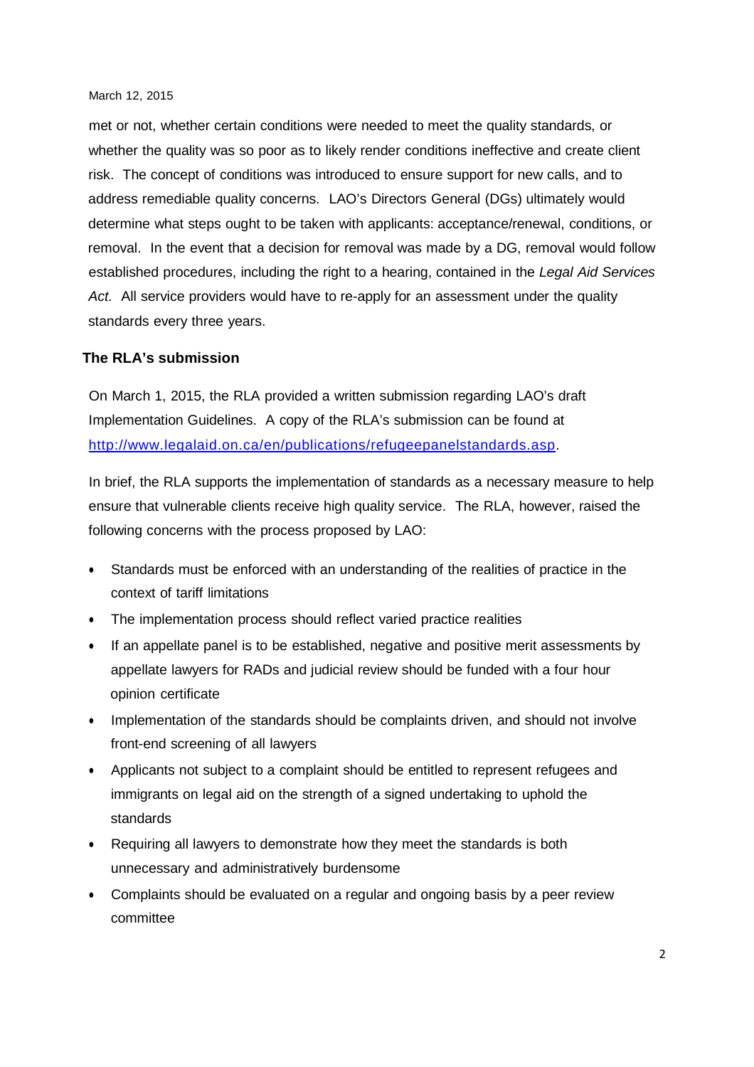met or not, whether certain conditions were needed to meet the quality standards, or whether the quality was so poor as to likely render conditions ineffective and create client risk. The concept of conditions was introduced to ensure support for new calls, and to address remediable quality concerns. LAO's Directors General (DGs) ultimately would determine what steps ought to be taken with applicants: acceptance/renewal, conditions, or removal. In the event that a decision for removal was made by a DG, removal would follow established procedures, including the right to a hearing, contained in the *Legal Aid Services Act.* All service providers would have to re-apply for an assessment under the quality standards every three years.

## The RLA's submission

On March 1, 2015, the RLA provided a written submission regarding LAO's draft Implementation Guidelines. A copy of the RLA's submission can be found at http://www.legalaid.on.ca/en/publications/refugeepanelstandards.asp.

In brief, the RLA supports the implementation of standards as a necessary measure to help ensure that vulnerable clients receive high quality service. The RLA, however, raised the following concerns with the process proposed by LAO:

- Standards must be enforced with an understanding of the realities of practice in the context of tariff limitations
- The implementation process should reflect varied practice realities
- If an appellate panel is to be established, negative and positive merit assessments by appellate lawyers for RADs and judicial review should be funded with a four hour opinion certificate
- Implementation of the standards should be complaints driven, and should not involve front-end screening of all lawyers
- Applicants not subject to a complaint should be entitled to represent refugees and immigrants on legal aid on the strength of a signed undertaking to uphold the standards
- Requiring all lawyers to demonstrate how they meet the standards is both unnecessary and administratively burdensome
- Complaints should be evaluated on a regular and ongoing basis by a peer review committee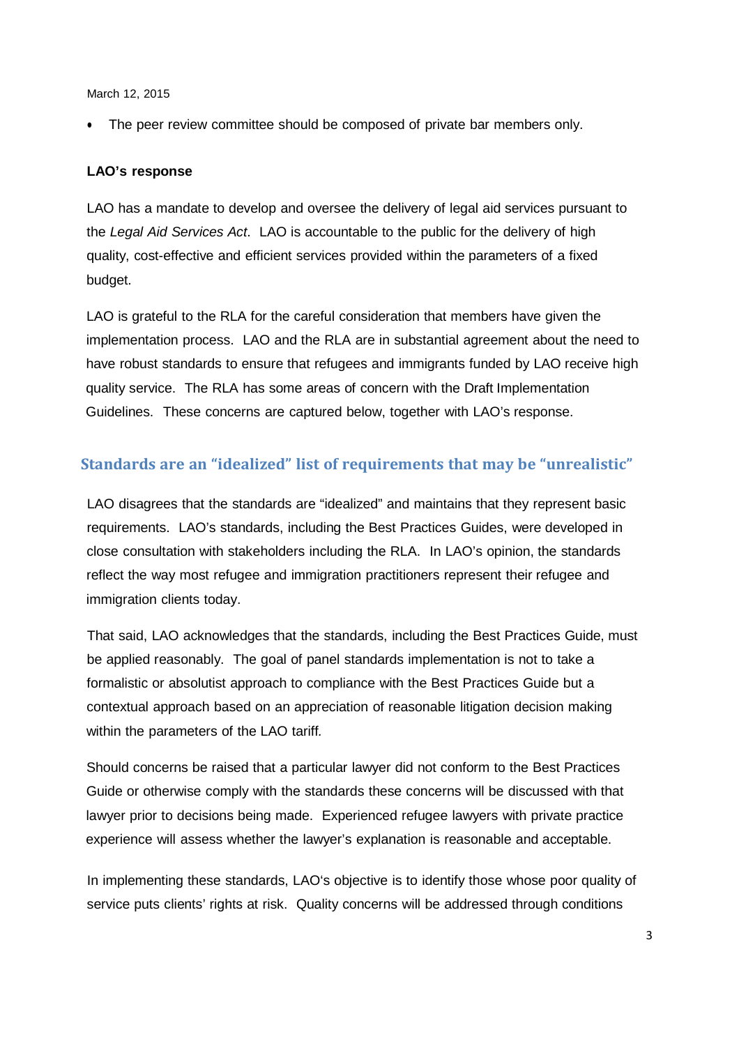- The peer review committee should be composed of private bar members only.

**LAO's response**

LAO has a mandate to develop and oversee the delivery of legal aid services pursuant to the *Legal Aid Services Act*. LAO is accountable to the public for the delivery of high quality, cost-effective and efficient services provided within the parameters of a fixed budget.

LAO is grateful to the RLA for the careful consideration that members have given the implementation process. LAO and the RLA are in substantial agreement about the need to have robust standards to ensure that refugees and immigrants funded by LAO receive high quality service. The RLA has some areas of concern with the Draft Implementation Guidelines. These concerns are captured below, together with LAO's response.

## Standards are an "idealized" list of requirements that may be "unrealistic"

LAO disagrees that the standards are "idealized" and maintains that they represent basic requirements. LAO's standards, including the Best Practices Guides, were developed in close consultation with stakeholders including the RLA. In LAO's opinion, the standards reflect the way most refugee and immigration practitioners represent their refugee and immigration clients today.

That said, LAO acknowledges that the standards, including the Best Practices Guide, must be applied reasonably. The goal of panel standards implementation is not to take a formalistic or absolutist approach to compliance with the Best Practices Guide but a contextual approach based on an appreciation of reasonable litigation decision making within the parameters of the LAO tariff.

Should concerns be raised that a particular lawyer did not conform to the Best Practices Guide or otherwise comply with the standards these concerns will be discussed with that lawyer prior to decisions being made. Experienced refugee lawyers with private practice experience will assess whether the lawyer's explanation is reasonable and acceptable.

In implementing these standards, LAO's objective is to identify those whose poor quality of service puts clients' rights at risk. Quality concerns will be addressed through conditions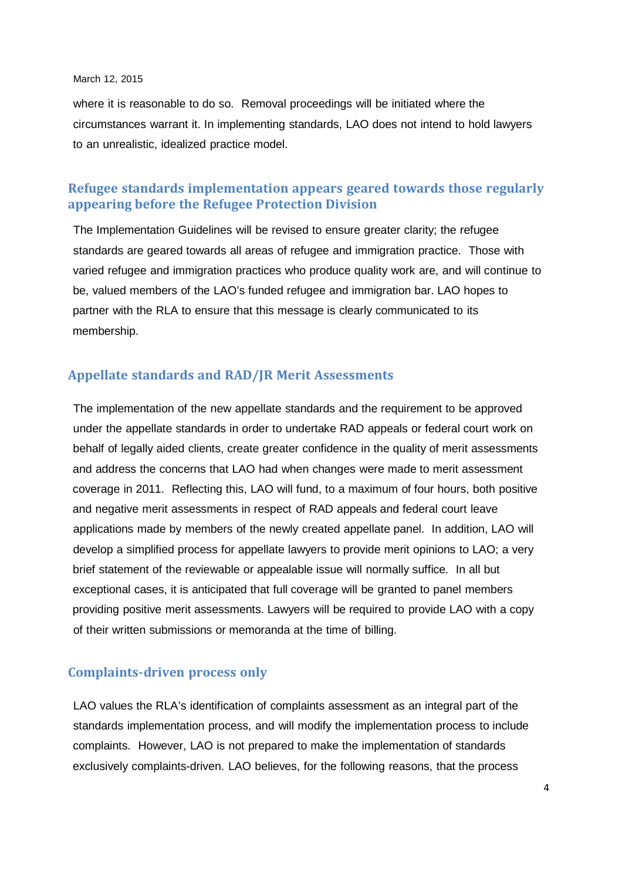where it is reasonable to do so. Removal proceedings will be initiated where the circumstances warrant it. In implementing standards, LAO does not intend to hold lawyers to an unrealistic, idealized practice model.

## Refugee standards implementation appears geared towards those regularly appearing before the Refugee Protection Division

The Implementation Guidelines will be revised to ensure greater clarity; the refugee standards are geared towards all areas of refugee and immigration practice. Those with varied refugee and immigration practices who produce quality work are, and will continue to be, valued members of the LAO's funded refugee and immigration bar. LAO hopes to partner with the RLA to ensure that this message is clearly communicated to its membership.

## Appellate standards and RAD/JR Merit Assessments

The implementation of the new appellate standards and the requirement to be approved under the appellate standards in order to undertake RAD appeals or federal court work on behalf of legally aided clients, create greater confidence in the quality of merit assessments and address the concerns that LAO had when changes were made to merit assessment coverage in 2011. Reflecting this, LAO will fund, to a maximum of four hours, both positive and negative merit assessments in respect of RAD appeals and federal court leave applications made by members of the newly created appellate panel. In addition, LAO will develop a simplified process for appellate lawyers to provide merit opinions to LAO; a very brief statement of the reviewable or appealable issue will normally suffice. In all but exceptional cases, it is anticipated that full coverage will be granted to panel members providing positive merit assessments. Lawyers will be required to provide LAO with a copy of their written submissions or memoranda at the time of billing.

## Complaints-driven process only

LAO values the RLA's identification of complaints assessment as an integral part of the standards implementation process, and will modify the implementation process to include complaints. However, LAO is not prepared to make the implementation of standards exclusively complaints-driven. LAO believes, for the following reasons, that the process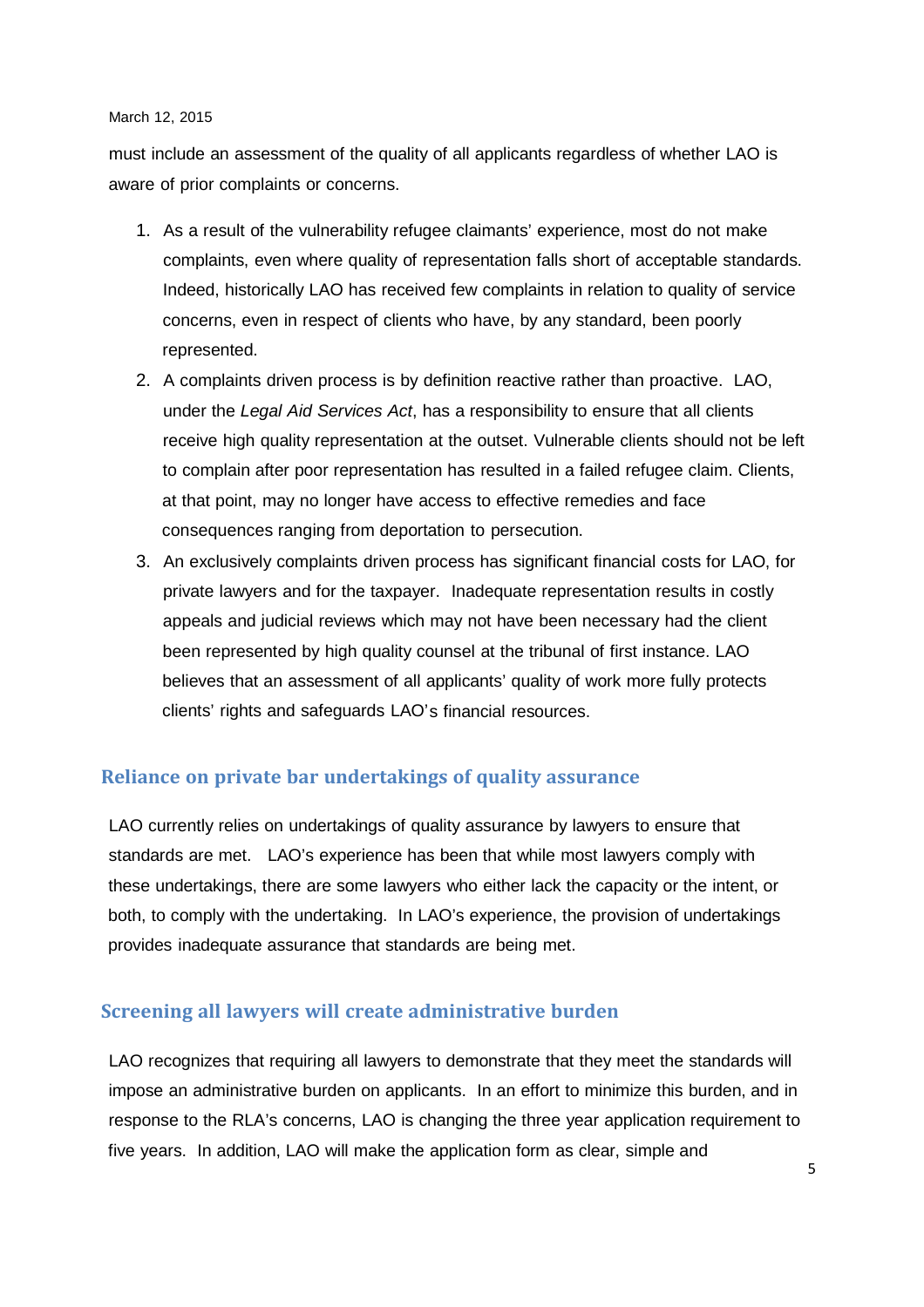must include an assessment of the quality of all applicants regardless of whether LAO is aware of prior complaints or concerns.

1. As a result of the vulnerability refugee claimants' experience, most do not make complaints, even where quality of representation falls short of acceptable standards. Indeed, historically LAO has received few complaints in relation to quality of service concerns, even in respect of clients who have, by any standard, been poorly represented.
2. A complaints driven process is by definition reactive rather than proactive. LAO, under the *Legal Aid Services Act*, has a responsibility to ensure that all clients receive high quality representation at the outset. Vulnerable clients should not be left to complain after poor representation has resulted in a failed refugee claim. Clients, at that point, may no longer have access to effective remedies and face consequences ranging from deportation to persecution.
3. An exclusively complaints driven process has significant financial costs for LAO, for private lawyers and for the taxpayer. Inadequate representation results in costly appeals and judicial reviews which may not have been necessary had the client been represented by high quality counsel at the tribunal of first instance. LAO believes that an assessment of all applicants' quality of work more fully protects clients' rights and safeguards LAO's financial resources.

## Reliance on private bar undertakings of quality assurance

LAO currently relies on undertakings of quality assurance by lawyers to ensure that standards are met. LAO's experience has been that while most lawyers comply with these undertakings, there are some lawyers who either lack the capacity or the intent, or both, to comply with the undertaking. In LAO's experience, the provision of undertakings provides inadequate assurance that standards are being met.

## Screening all lawyers will create administrative burden

LAO recognizes that requiring all lawyers to demonstrate that they meet the standards will impose an administrative burden on applicants. In an effort to minimize this burden, and in response to the RLA's concerns, LAO is changing the three year application requirement to five years. In addition, LAO will make the application form as clear, simple and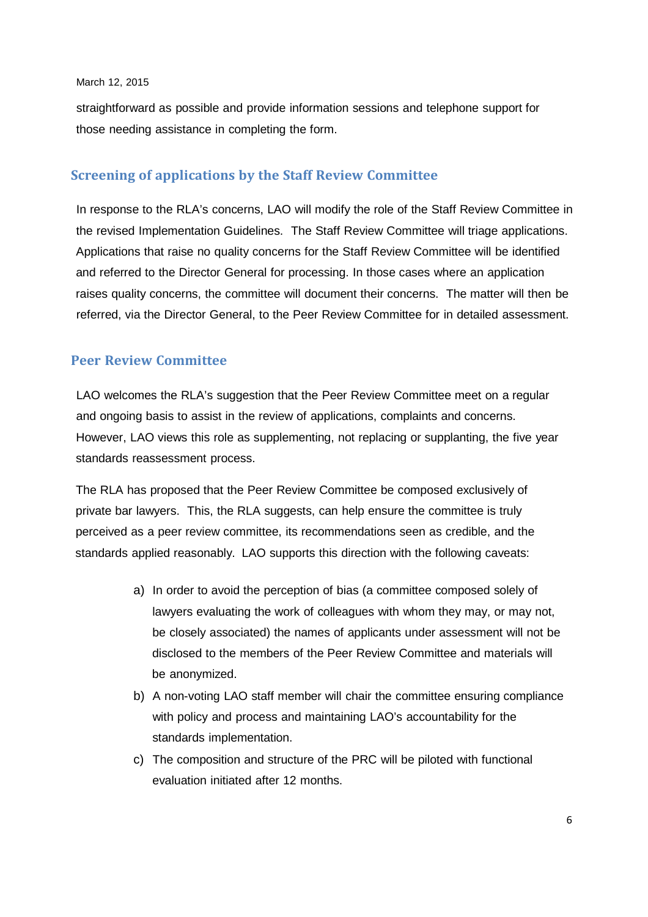straightforward as possible and provide information sessions and telephone support for those needing assistance in completing the form.

## Screening of applications by the Staff Review Committee

In response to the RLA's concerns, LAO will modify the role of the Staff Review Committee in the revised Implementation Guidelines. The Staff Review Committee will triage applications. Applications that raise no quality concerns for the Staff Review Committee will be identified and referred to the Director General for processing. In those cases where an application raises quality concerns, the committee will document their concerns. The matter will then be referred, via the Director General, to the Peer Review Committee for in detailed assessment.

## Peer Review Committee

LAO welcomes the RLA's suggestion that the Peer Review Committee meet on a regular and ongoing basis to assist in the review of applications, complaints and concerns. However, LAO views this role as supplementing, not replacing or supplanting, the five year standards reassessment process.

The RLA has proposed that the Peer Review Committee be composed exclusively of private bar lawyers. This, the RLA suggests, can help ensure the committee is truly perceived as a peer review committee, its recommendations seen as credible, and the standards applied reasonably. LAO supports this direction with the following caveats:

a) In order to avoid the perception of bias (a committee composed solely of lawyers evaluating the work of colleagues with whom they may, or may not, be closely associated) the names of applicants under assessment will not be disclosed to the members of the Peer Review Committee and materials will be anonymized.

b) A non-voting LAO staff member will chair the committee ensuring compliance with policy and process and maintaining LAO's accountability for the standards implementation.

c) The composition and structure of the PRC will be piloted with functional evaluation initiated after 12 months.